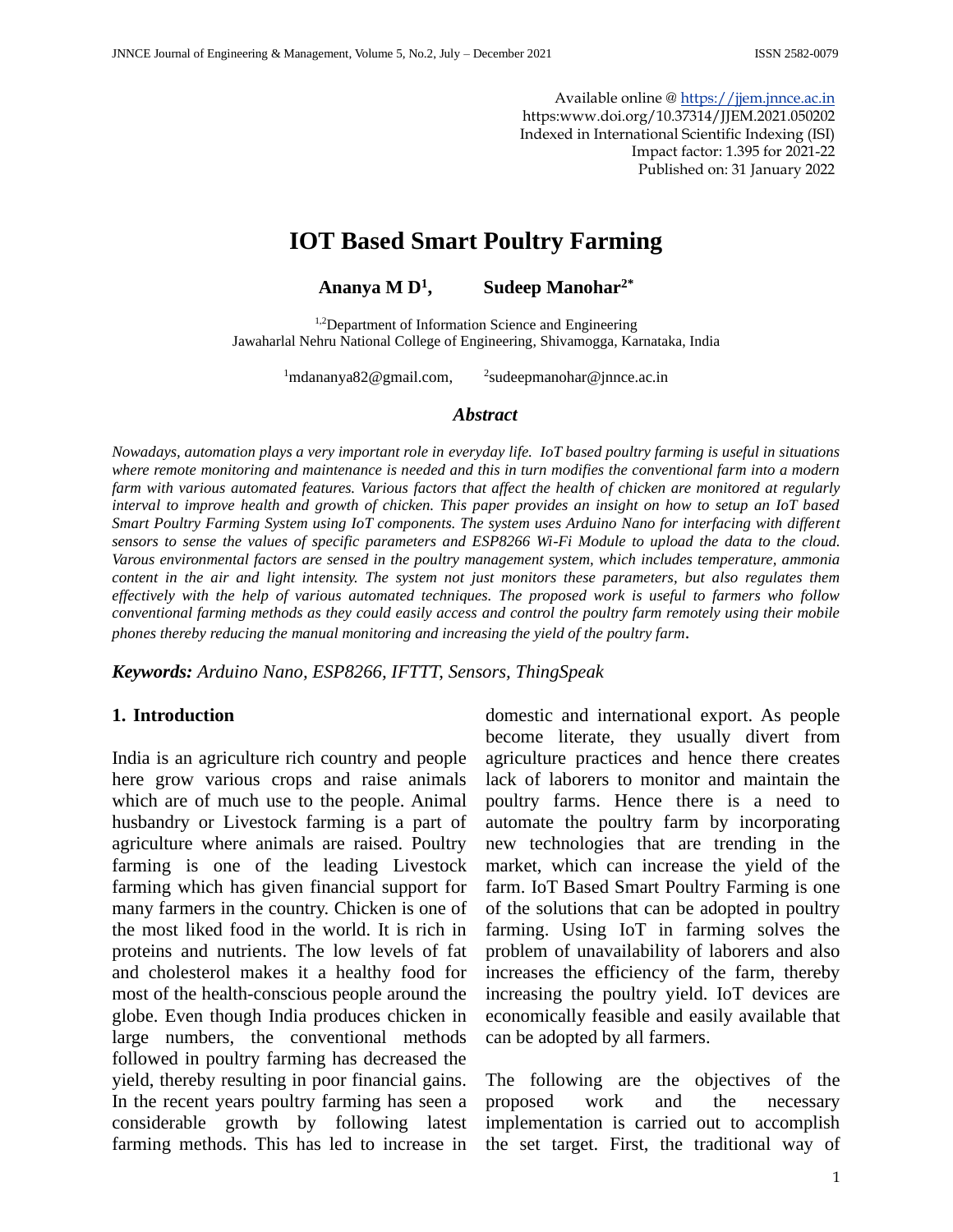Available online @ https://jjem.jnnce.ac.in
https:www.doi.org/10.37314/JJEM.2021.050202
Indexed in International Scientific Indexing (ISI)
Impact factor: 1.395 for 2021-22
Published on: 31 January 2022

# IOT Based Smart Poultry Farming

**Ananya M D[1], Sudeep Manohar[2*]**

[1,2]Department of Information Science and Engineering
Jawaharlal Nehru National College of Engineering, Shivamogga, Karnataka, India

[1]mdananya82@gmail.com, [2]sudeepmanohar@jnnce.ac.in

### *Abstract*

*Nowadays, automation plays a very important role in everyday life. IoT based poultry farming is useful in situations where remote monitoring and maintenance is needed and this in turn modifies the conventional farm into a modern farm with various automated features. Various factors that affect the health of chicken are monitored at regularly interval to improve health and growth of chicken. This paper provides an insight on how to setup an IoT based Smart Poultry Farming System using IoT components. The system uses Arduino Nano for interfacing with different sensors to sense the values of specific parameters and ESP8266 Wi-Fi Module to upload the data to the cloud. Varous environmental factors are sensed in the poultry management system, which includes temperature, ammonia content in the air and light intensity. The system not just monitors these parameters, but also regulates them effectively with the help of various automated techniques. The proposed work is useful to farmers who follow conventional farming methods as they could easily access and control the poultry farm remotely using their mobile phones thereby reducing the manual monitoring and increasing the yield of the poultry farm.*

***Keywords:*** *Arduino Nano, ESP8266, IFTTT, Sensors, ThingSpeak*

## 1. Introduction

India is an agriculture rich country and people here grow various crops and raise animals which are of much use to the people. Animal husbandry or Livestock farming is a part of agriculture where animals are raised. Poultry farming is one of the leading Livestock farming which has given financial support for many farmers in the country. Chicken is one of the most liked food in the world. It is rich in proteins and nutrients. The low levels of fat and cholesterol makes it a healthy food for most of the health-conscious people around the globe. Even though India produces chicken in large numbers, the conventional methods followed in poultry farming has decreased the yield, thereby resulting in poor financial gains. In the recent years poultry farming has seen a considerable growth by following latest farming methods. This has led to increase in domestic and international export. As people become literate, they usually divert from agriculture practices and hence there creates lack of laborers to monitor and maintain the poultry farms. Hence there is a need to automate the poultry farm by incorporating new technologies that are trending in the market, which can increase the yield of the farm. IoT Based Smart Poultry Farming is one of the solutions that can be adopted in poultry farming. Using IoT in farming solves the problem of unavailability of laborers and also increases the efficiency of the farm, thereby increasing the poultry yield. IoT devices are economically feasible and easily available that can be adopted by all farmers.

The following are the objectives of the proposed work and the necessary implementation is carried out to accomplish the set target. First, the traditional way of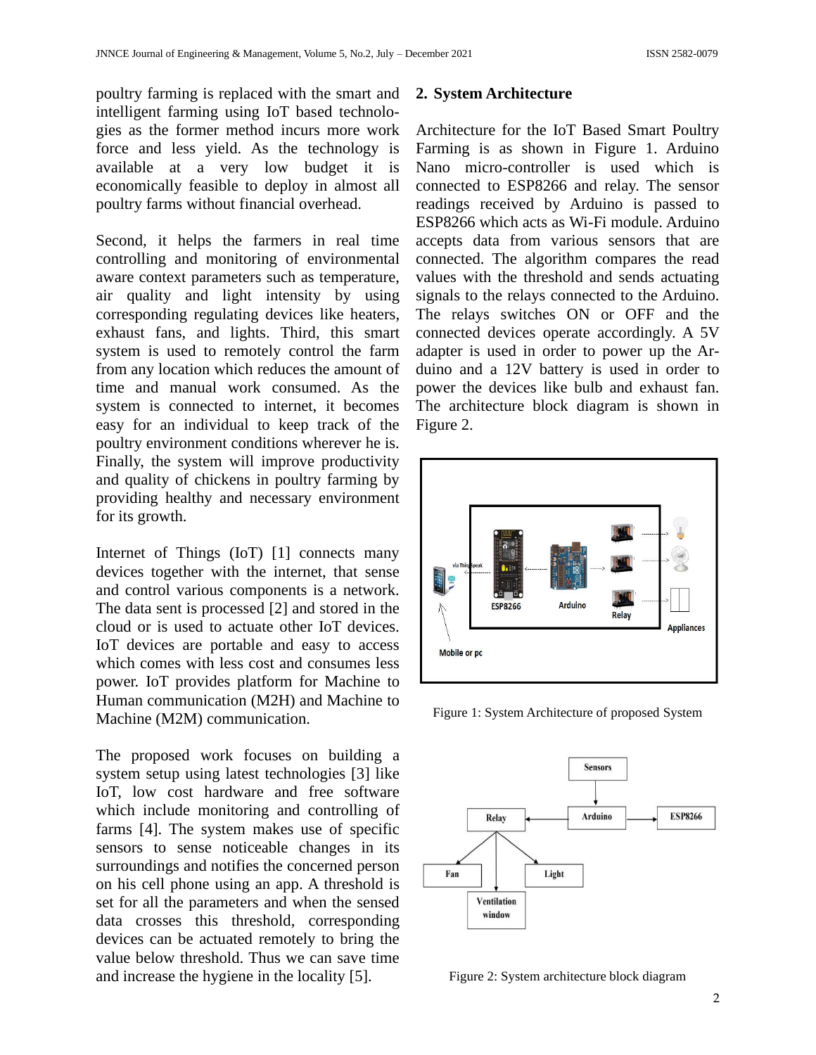poultry farming is replaced with the smart and intelligent farming using IoT based technologies as the former method incurs more work force and less yield. As the technology is available at a very low budget it is economically feasible to deploy in almost all poultry farms without financial overhead.

Second, it helps the farmers in real time controlling and monitoring of environmental aware context parameters such as temperature, air quality and light intensity by using corresponding regulating devices like heaters, exhaust fans, and lights. Third, this smart system is used to remotely control the farm from any location which reduces the amount of time and manual work consumed. As the system is connected to internet, it becomes easy for an individual to keep track of the poultry environment conditions wherever he is. Finally, the system will improve productivity and quality of chickens in poultry farming by providing healthy and necessary environment for its growth.

Internet of Things (IoT) [1] connects many devices together with the internet, that sense and control various components is a network. The data sent is processed [2] and stored in the cloud or is used to actuate other IoT devices. IoT devices are portable and easy to access which comes with less cost and consumes less power. IoT provides platform for Machine to Human communication (M2H) and Machine to Machine (M2M) communication.

The proposed work focuses on building a system setup using latest technologies [3] like IoT, low cost hardware and free software which include monitoring and controlling of farms [4]. The system makes use of specific sensors to sense noticeable changes in its surroundings and notifies the concerned person on his cell phone using an app. A threshold is set for all the parameters and when the sensed data crosses this threshold, corresponding devices can be actuated remotely to bring the value below threshold. Thus we can save time and increase the hygiene in the locality [5].

## 2. System Architecture

Architecture for the IoT Based Smart Poultry Farming is as shown in Figure 1. Arduino Nano micro-controller is used which is connected to ESP8266 and relay. The sensor readings received by Arduino is passed to ESP8266 which acts as Wi-Fi module. Arduino accepts data from various sensors that are connected. The algorithm compares the read values with the threshold and sends actuating signals to the relays connected to the Arduino. The relays switches ON or OFF and the connected devices operate accordingly. A 5V adapter is used in order to power up the Arduino and a 12V battery is used in order to power the devices like bulb and exhaust fan. The architecture block diagram is shown in Figure 2.

Figure 1: System Architecture of proposed System

Figure 2: System architecture block diagram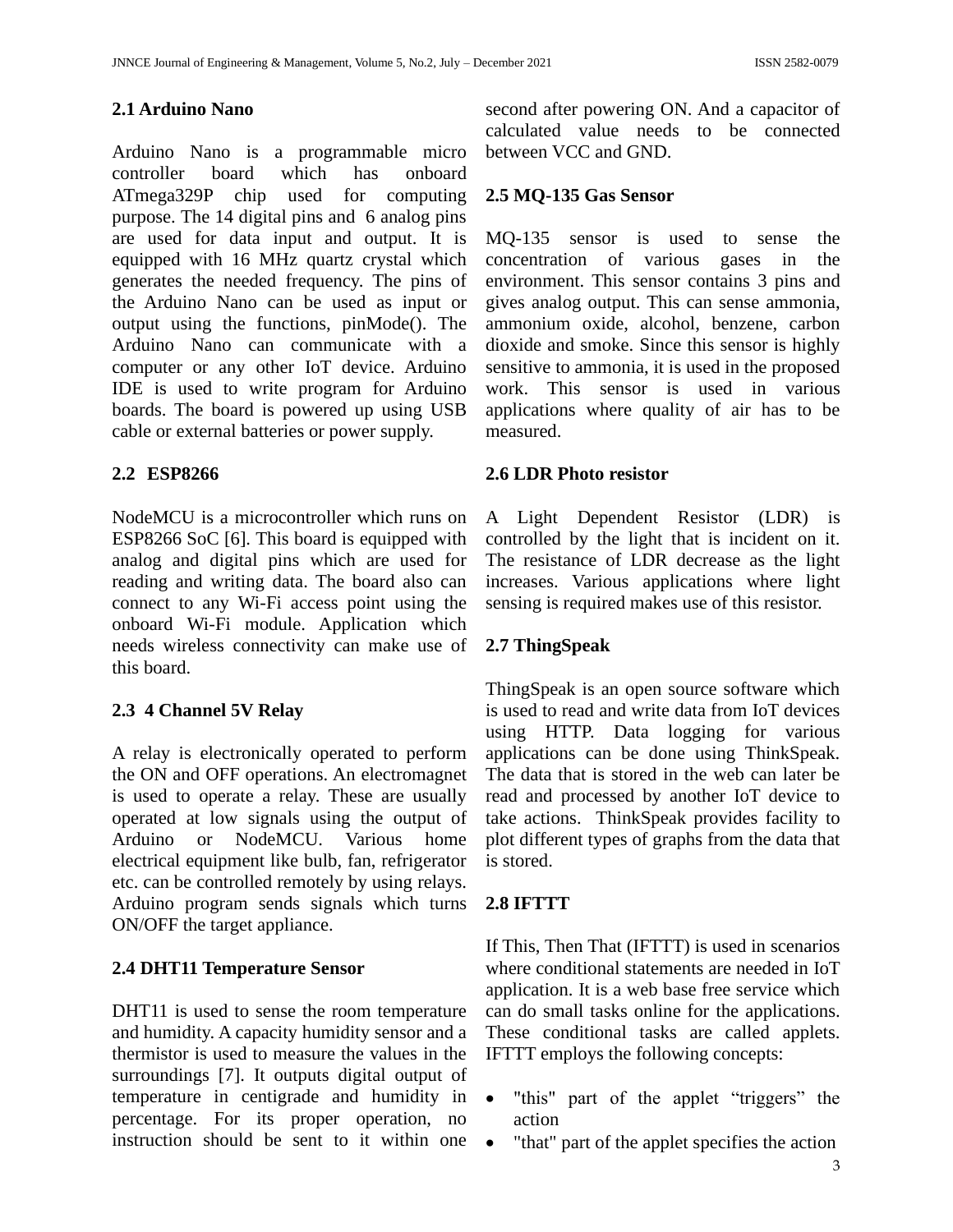## 2.1 Arduino Nano

Arduino Nano is a programmable micro controller board which has onboard ATmega329P chip used for computing purpose. The 14 digital pins and 6 analog pins are used for data input and output. It is equipped with 16 MHz quartz crystal which generates the needed frequency. The pins of the Arduino Nano can be used as input or output using the functions, pinMode(). The Arduino Nano can communicate with a computer or any other IoT device. Arduino IDE is used to write program for Arduino boards. The board is powered up using USB cable or external batteries or power supply.

## 2.2 ESP8266

NodeMCU is a microcontroller which runs on ESP8266 SoC [6]. This board is equipped with analog and digital pins which are used for reading and writing data. The board also can connect to any Wi-Fi access point using the onboard Wi-Fi module. Application which needs wireless connectivity can make use of this board.

## 2.3 4 Channel 5V Relay

A relay is electronically operated to perform the ON and OFF operations. An electromagnet is used to operate a relay. These are usually operated at low signals using the output of Arduino or NodeMCU. Various home electrical equipment like bulb, fan, refrigerator etc. can be controlled remotely by using relays. Arduino program sends signals which turns ON/OFF the target appliance.

## 2.4 DHT11 Temperature Sensor

DHT11 is used to sense the room temperature and humidity. A capacity humidity sensor and a thermistor is used to measure the values in the surroundings [7]. It outputs digital output of temperature in centigrade and humidity in percentage. For its proper operation, no instruction should be sent to it within one second after powering ON. And a capacitor of calculated value needs to be connected between VCC and GND.

## 2.5 MQ-135 Gas Sensor

MQ-135 sensor is used to sense the concentration of various gases in the environment. This sensor contains 3 pins and gives analog output. This can sense ammonia, ammonium oxide, alcohol, benzene, carbon dioxide and smoke. Since this sensor is highly sensitive to ammonia, it is used in the proposed work. This sensor is used in various applications where quality of air has to be measured.

## 2.6 LDR Photo resistor

A Light Dependent Resistor (LDR) is controlled by the light that is incident on it. The resistance of LDR decrease as the light increases. Various applications where light sensing is required makes use of this resistor.

## 2.7 ThingSpeak

ThingSpeak is an open source software which is used to read and write data from IoT devices using HTTP. Data logging for various applications can be done using ThinkSpeak. The data that is stored in the web can later be read and processed by another IoT device to take actions. ThinkSpeak provides facility to plot different types of graphs from the data that is stored.

## 2.8 IFTTT

If This, Then That (IFTTT) is used in scenarios where conditional statements are needed in IoT application. It is a web base free service which can do small tasks online for the applications. These conditional tasks are called applets. IFTTT employs the following concepts:

- "this" part of the applet "triggers" the action
- "that" part of the applet specifies the action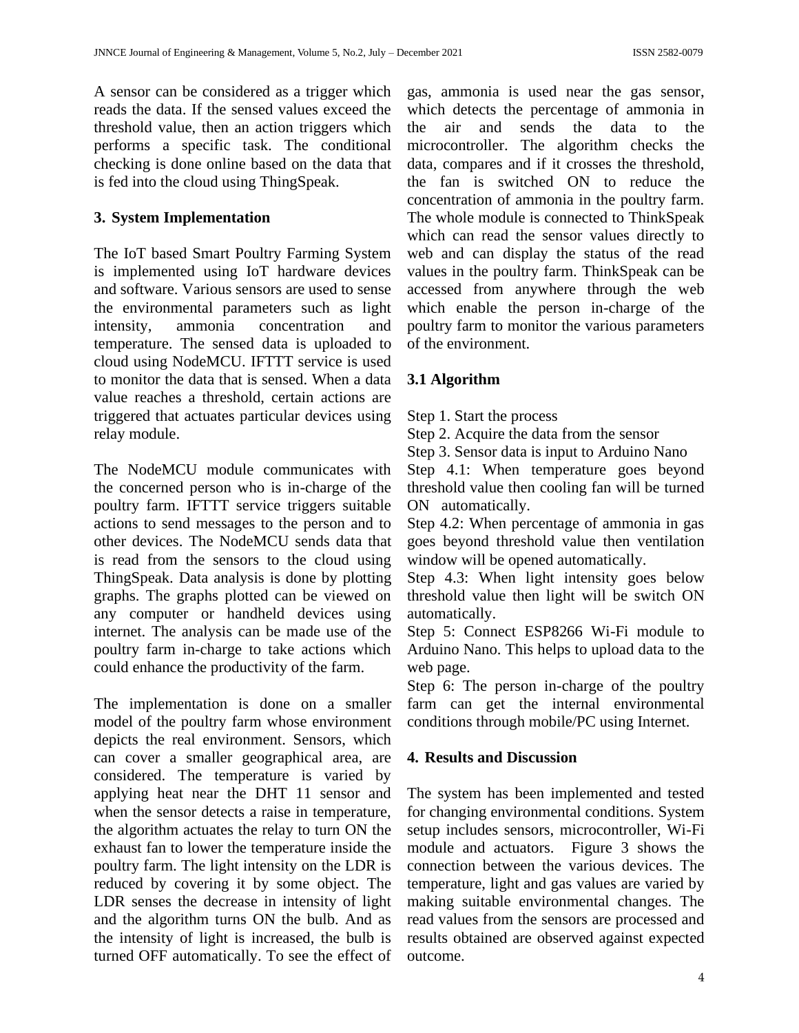A sensor can be considered as a trigger which reads the data. If the sensed values exceed the threshold value, then an action triggers which performs a specific task. The conditional checking is done online based on the data that is fed into the cloud using ThingSpeak.

## 3. System Implementation

The IoT based Smart Poultry Farming System is implemented using IoT hardware devices and software. Various sensors are used to sense the environmental parameters such as light intensity, ammonia concentration and temperature. The sensed data is uploaded to cloud using NodeMCU. IFTTT service is used to monitor the data that is sensed. When a data value reaches a threshold, certain actions are triggered that actuates particular devices using relay module.

The NodeMCU module communicates with the concerned person who is in-charge of the poultry farm. IFTTT service triggers suitable actions to send messages to the person and to other devices. The NodeMCU sends data that is read from the sensors to the cloud using ThingSpeak. Data analysis is done by plotting graphs. The graphs plotted can be viewed on any computer or handheld devices using internet. The analysis can be made use of the poultry farm in-charge to take actions which could enhance the productivity of the farm.

The implementation is done on a smaller model of the poultry farm whose environment depicts the real environment. Sensors, which can cover a smaller geographical area, are considered. The temperature is varied by applying heat near the DHT 11 sensor and when the sensor detects a raise in temperature, the algorithm actuates the relay to turn ON the exhaust fan to lower the temperature inside the poultry farm. The light intensity on the LDR is reduced by covering it by some object. The LDR senses the decrease in intensity of light and the algorithm turns ON the bulb. And as the intensity of light is increased, the bulb is turned OFF automatically. To see the effect of gas, ammonia is used near the gas sensor, which detects the percentage of ammonia in the air and sends the data to the microcontroller. The algorithm checks the data, compares and if it crosses the threshold, the fan is switched ON to reduce the concentration of ammonia in the poultry farm. The whole module is connected to ThinkSpeak which can read the sensor values directly to web and can display the status of the read values in the poultry farm. ThinkSpeak can be accessed from anywhere through the web which enable the person in-charge of the poultry farm to monitor the various parameters of the environment.

### 3.1 Algorithm

Step 1. Start the process

Step 2. Acquire the data from the sensor

Step 3. Sensor data is input to Arduino Nano

Step 4.1: When temperature goes beyond threshold value then cooling fan will be turned ON automatically.

Step 4.2: When percentage of ammonia in gas goes beyond threshold value then ventilation window will be opened automatically.

Step 4.3: When light intensity goes below threshold value then light will be switch ON automatically.

Step 5: Connect ESP8266 Wi-Fi module to Arduino Nano. This helps to upload data to the web page.

Step 6: The person in-charge of the poultry farm can get the internal environmental conditions through mobile/PC using Internet.

## 4. Results and Discussion

The system has been implemented and tested for changing environmental conditions. System setup includes sensors, microcontroller, Wi-Fi module and actuators. Figure 3 shows the connection between the various devices. The temperature, light and gas values are varied by making suitable environmental changes. The read values from the sensors are processed and results obtained are observed against expected outcome.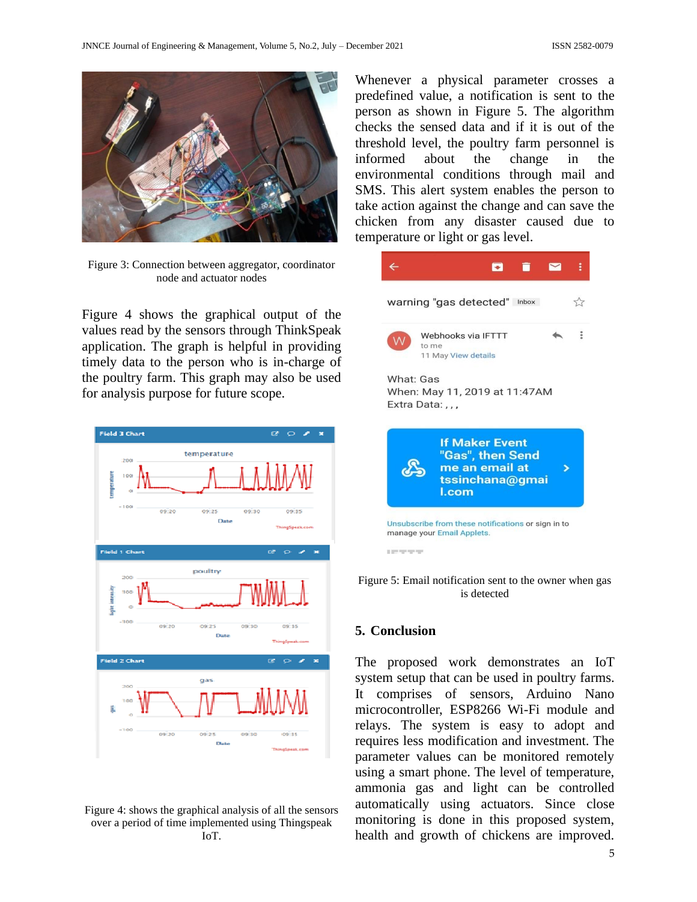Figure 3: Connection between aggregator, coordinator node and actuator nodes

Figure 4 shows the graphical output of the values read by the sensors through ThinkSpeak application. The graph is helpful in providing timely data to the person who is in-charge of the poultry farm. This graph may also be used for analysis purpose for future scope.

Figure 4: shows the graphical analysis of all the sensors over a period of time implemented using Thingspeak IoT.

Whenever a physical parameter crosses a predefined value, a notification is sent to the person as shown in Figure 5. The algorithm checks the sensed data and if it is out of the threshold level, the poultry farm personnel is informed about the change in the environmental conditions through mail and SMS. This alert system enables the person to take action against the change and can save the chicken from any disaster caused due to temperature or light or gas level.

Figure 5: Email notification sent to the owner when gas is detected

## 5. Conclusion

The proposed work demonstrates an IoT system setup that can be used in poultry farms. It comprises of sensors, Arduino Nano microcontroller, ESP8266 Wi-Fi module and relays. The system is easy to adopt and requires less modification and investment. The parameter values can be monitored remotely using a smart phone. The level of temperature, ammonia gas and light can be controlled automatically using actuators. Since close monitoring is done in this proposed system, health and growth of chickens are improved.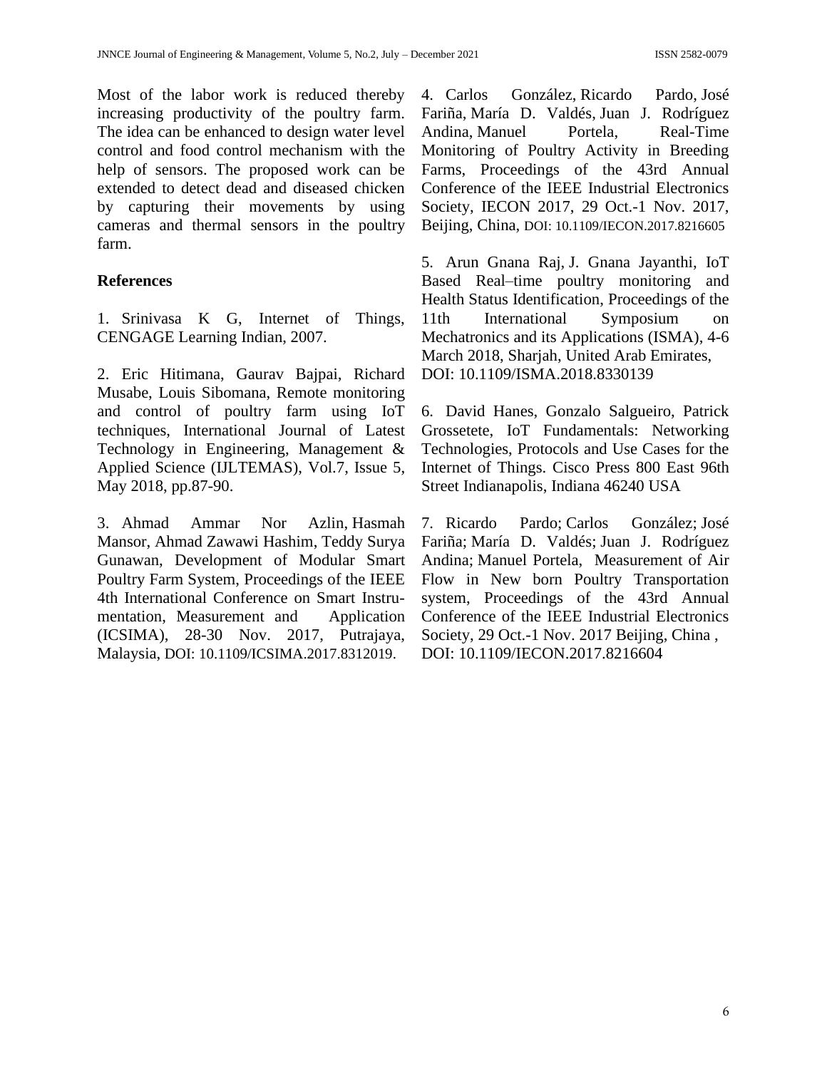Most of the labor work is reduced thereby increasing productivity of the poultry farm. The idea can be enhanced to design water level control and food control mechanism with the help of sensors. The proposed work can be extended to detect dead and diseased chicken by capturing their movements by using cameras and thermal sensors in the poultry farm.

## References

1. Srinivasa K G, Internet of Things, CENGAGE Learning Indian, 2007.

2. Eric Hitimana, Gaurav Bajpai, Richard Musabe, Louis Sibomana, Remote monitoring and control of poultry farm using IoT techniques, International Journal of Latest Technology in Engineering, Management & Applied Science (IJLTEMAS), Vol.7, Issue 5, May 2018, pp.87-90.

3. Ahmad Ammar Nor Azlin, Hasmah Mansor, Ahmad Zawawi Hashim, Teddy Surya Gunawan, Development of Modular Smart Poultry Farm System, Proceedings of the IEEE 4th International Conference on Smart Instrumentation, Measurement and Application (ICSIMA), 28-30 Nov. 2017, Putrajaya, Malaysia, DOI: 10.1109/ICSIMA.2017.8312019.

4. Carlos González, Ricardo Pardo, José Fariña, María D. Valdés, Juan J. Rodríguez Andina, Manuel Portela, Real-Time Monitoring of Poultry Activity in Breeding Farms, Proceedings of the 43rd Annual Conference of the IEEE Industrial Electronics Society, IECON 2017, 29 Oct.-1 Nov. 2017, Beijing, China, DOI: 10.1109/IECON.2017.8216605

5. Arun Gnana Raj, J. Gnana Jayanthi, IoT Based Real–time poultry monitoring and Health Status Identification, Proceedings of the 11th International Symposium on Mechatronics and its Applications (ISMA), 4-6 March 2018, Sharjah, United Arab Emirates, DOI: 10.1109/ISMA.2018.8330139

6. David Hanes, Gonzalo Salgueiro, Patrick Grossetete, IoT Fundamentals: Networking Technologies, Protocols and Use Cases for the Internet of Things. Cisco Press 800 East 96th Street Indianapolis, Indiana 46240 USA

7. Ricardo Pardo; Carlos González; José Fariña; María D. Valdés; Juan J. Rodríguez Andina; Manuel Portela, Measurement of Air Flow in New born Poultry Transportation system, Proceedings of the 43rd Annual Conference of the IEEE Industrial Electronics Society, 29 Oct.-1 Nov. 2017 Beijing, China , DOI: 10.1109/IECON.2017.8216604